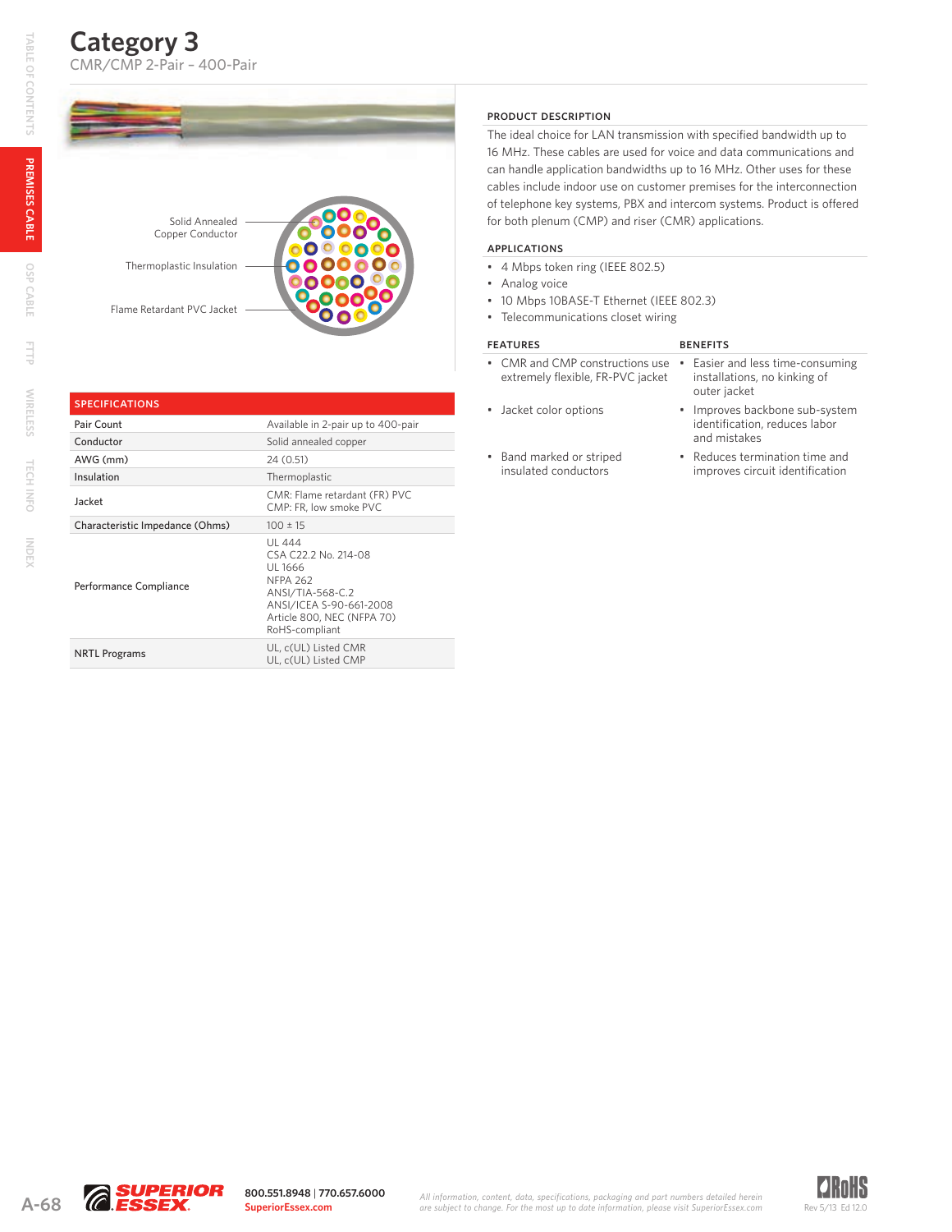# Category 3

CMR/CMP 2-Pair – 400-Pair

Solid Annealed Copper Conductor

Thermoplastic Insulation

Flame Retardant PVC Jacket

## SPECIFICATIONS

| SPECIFICATIONS | |
|---|---|
| Pair Count | Available in 2-pair up to 400-pair |
| Conductor | Solid annealed copper |
| AWG (mm) | 24 (0.51) |
| Insulation | Thermoplastic |
| Jacket | CMR: Flame retardant (FR) PVC<br>CMP: FR, low smoke PVC |
| Characteristic Impedance (Ohms) | 100 ± 15 |
| Performance Compliance | UL 444<br>CSA C22.2 No. 214-08<br>UL 1666<br>NFPA 262<br>ANSI/TIA-568-C.2<br>ANSI/ICEA S-90-661-2008<br>Article 800, NEC (NFPA 70)<br>RoHS-compliant |
| NRTL Programs | UL, c(UL) Listed CMR<br>UL, c(UL) Listed CMP |

## PRODUCT DESCRIPTION

The ideal choice for LAN transmission with specified bandwidth up to 16 MHz. These cables are used for voice and data communications and can handle application bandwidths up to 16 MHz. Other uses for these cables include indoor use on customer premises for the interconnection of telephone key systems, PBX and intercom systems. Product is offered for both plenum (CMP) and riser (CMR) applications.

## APPLICATIONS

- 4 Mbps token ring (IEEE 802.5)
- Analog voice
- 10 Mbps 10BASE-T Ethernet (IEEE 802.3)
- Telecommunications closet wiring

## FEATURES / BENEFITS

| FEATURES | BENEFITS |
|---|---|
| CMR and CMP constructions use extremely flexible, FR-PVC jacket | Easier and less time-consuming installations, no kinking of outer jacket |
| Jacket color options | Improves backbone sub-system identification, reduces labor and mistakes |
| Band marked or striped insulated conductors | Reduces termination time and improves circuit identification |

800.551.8948 | 770.657.6000
SuperiorEssex.com

*All information, content, data, specifications, packaging and part numbers detailed herein are subject to change. For the most up to date information, please visit SuperiorEssex.com*

Rev 5/13 Ed 12.0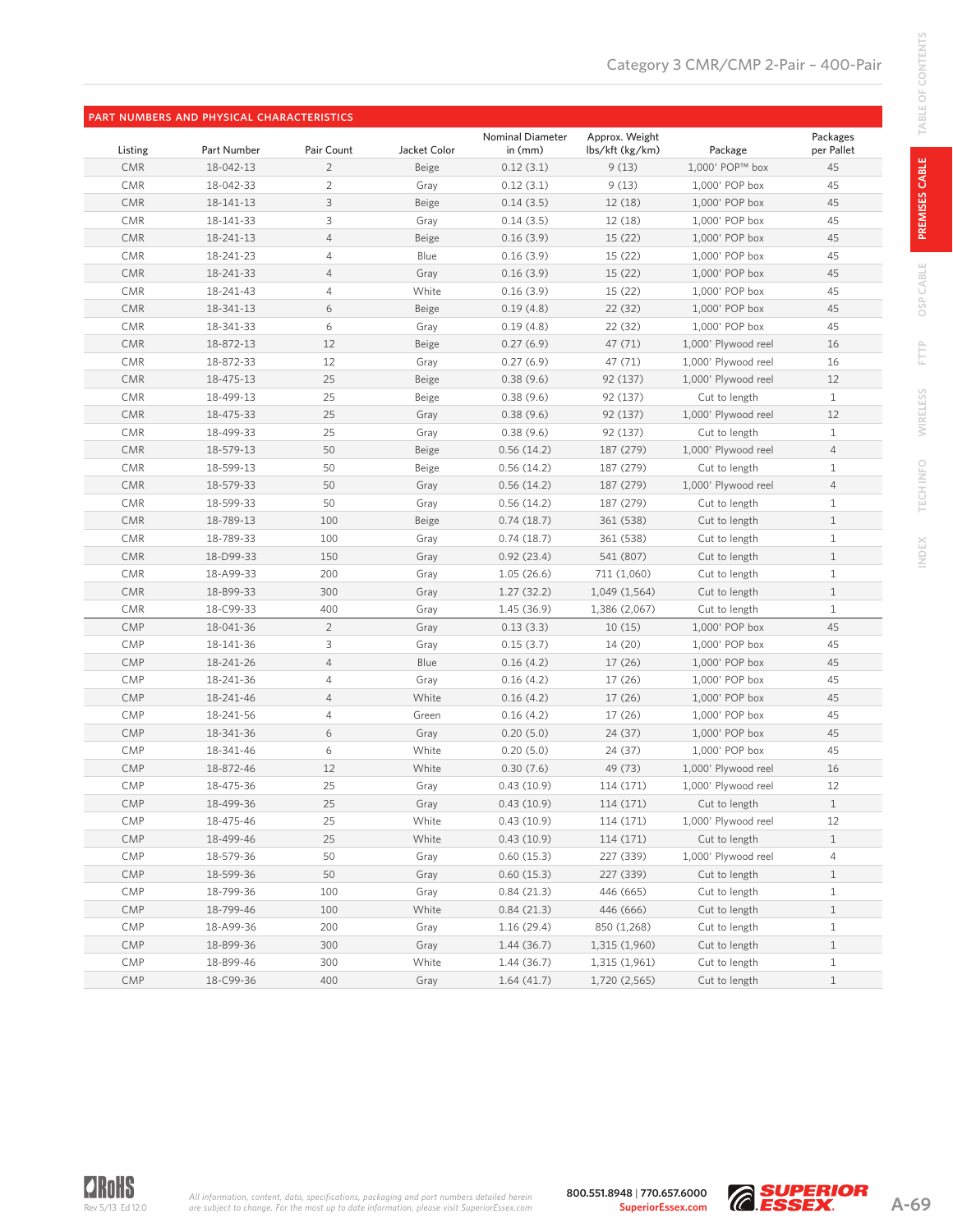## PART NUMBERS AND PHYSICAL CHARACTERISTICS

| Listing | Part Number | Pair Count | Jacket Color | Nominal Diameter in (mm) | Approx. Weight lbs/kft (kg/km) | Package | Packages per Pallet |
|---|---|---|---|---|---|---|---|
| CMR | 18-042-13 | 2 | Beige | 0.12 (3.1) | 9 (13) | 1,000' POP™ box | 45 |
| CMR | 18-042-33 | 2 | Gray | 0.12 (3.1) | 9 (13) | 1,000' POP box | 45 |
| CMR | 18-141-13 | 3 | Beige | 0.14 (3.5) | 12 (18) | 1,000' POP box | 45 |
| CMR | 18-141-33 | 3 | Gray | 0.14 (3.5) | 12 (18) | 1,000' POP box | 45 |
| CMR | 18-241-13 | 4 | Beige | 0.16 (3.9) | 15 (22) | 1,000' POP box | 45 |
| CMR | 18-241-23 | 4 | Blue | 0.16 (3.9) | 15 (22) | 1,000' POP box | 45 |
| CMR | 18-241-33 | 4 | Gray | 0.16 (3.9) | 15 (22) | 1,000' POP box | 45 |
| CMR | 18-241-43 | 4 | White | 0.16 (3.9) | 15 (22) | 1,000' POP box | 45 |
| CMR | 18-341-13 | 6 | Beige | 0.19 (4.8) | 22 (32) | 1,000' POP box | 45 |
| CMR | 18-341-33 | 6 | Gray | 0.19 (4.8) | 22 (32) | 1,000' POP box | 45 |
| CMR | 18-872-13 | 12 | Beige | 0.27 (6.9) | 47 (71) | 1,000' Plywood reel | 16 |
| CMR | 18-872-33 | 12 | Gray | 0.27 (6.9) | 47 (71) | 1,000' Plywood reel | 16 |
| CMR | 18-475-13 | 25 | Beige | 0.38 (9.6) | 92 (137) | 1,000' Plywood reel | 12 |
| CMR | 18-499-13 | 25 | Beige | 0.38 (9.6) | 92 (137) | Cut to length | 1 |
| CMR | 18-475-33 | 25 | Gray | 0.38 (9.6) | 92 (137) | 1,000' Plywood reel | 12 |
| CMR | 18-499-33 | 25 | Gray | 0.38 (9.6) | 92 (137) | Cut to length | 1 |
| CMR | 18-579-13 | 50 | Beige | 0.56 (14.2) | 187 (279) | 1,000' Plywood reel | 4 |
| CMR | 18-599-13 | 50 | Beige | 0.56 (14.2) | 187 (279) | Cut to length | 1 |
| CMR | 18-579-33 | 50 | Gray | 0.56 (14.2) | 187 (279) | 1,000' Plywood reel | 4 |
| CMR | 18-599-33 | 50 | Gray | 0.56 (14.2) | 187 (279) | Cut to length | 1 |
| CMR | 18-789-13 | 100 | Beige | 0.74 (18.7) | 361 (538) | Cut to length | 1 |
| CMR | 18-789-33 | 100 | Gray | 0.74 (18.7) | 361 (538) | Cut to length | 1 |
| CMR | 18-D99-33 | 150 | Gray | 0.92 (23.4) | 541 (807) | Cut to length | 1 |
| CMR | 18-A99-33 | 200 | Gray | 1.05 (26.6) | 711 (1,060) | Cut to length | 1 |
| CMR | 18-B99-33 | 300 | Gray | 1.27 (32.2) | 1,049 (1,564) | Cut to length | 1 |
| CMR | 18-C99-33 | 400 | Gray | 1.45 (36.9) | 1,386 (2,067) | Cut to length | 1 |
| CMP | 18-041-36 | 2 | Gray | 0.13 (3.3) | 10 (15) | 1,000' POP box | 45 |
| CMP | 18-141-36 | 3 | Gray | 0.15 (3.7) | 14 (20) | 1,000' POP box | 45 |
| CMP | 18-241-26 | 4 | Blue | 0.16 (4.2) | 17 (26) | 1,000' POP box | 45 |
| CMP | 18-241-36 | 4 | Gray | 0.16 (4.2) | 17 (26) | 1,000' POP box | 45 |
| CMP | 18-241-46 | 4 | White | 0.16 (4.2) | 17 (26) | 1,000' POP box | 45 |
| CMP | 18-241-56 | 4 | Green | 0.16 (4.2) | 17 (26) | 1,000' POP box | 45 |
| CMP | 18-341-36 | 6 | Gray | 0.20 (5.0) | 24 (37) | 1,000' POP box | 45 |
| CMP | 18-341-46 | 6 | White | 0.20 (5.0) | 24 (37) | 1,000' POP box | 45 |
| CMP | 18-872-46 | 12 | White | 0.30 (7.6) | 49 (73) | 1,000' Plywood reel | 16 |
| CMP | 18-475-36 | 25 | Gray | 0.43 (10.9) | 114 (171) | 1,000' Plywood reel | 12 |
| CMP | 18-499-36 | 25 | Gray | 0.43 (10.9) | 114 (171) | Cut to length | 1 |
| CMP | 18-475-46 | 25 | White | 0.43 (10.9) | 114 (171) | 1,000' Plywood reel | 12 |
| CMP | 18-499-46 | 25 | White | 0.43 (10.9) | 114 (171) | Cut to length | 1 |
| CMP | 18-579-36 | 50 | Gray | 0.60 (15.3) | 227 (339) | 1,000' Plywood reel | 4 |
| CMP | 18-599-36 | 50 | Gray | 0.60 (15.3) | 227 (339) | Cut to length | 1 |
| CMP | 18-799-36 | 100 | Gray | 0.84 (21.3) | 446 (665) | Cut to length | 1 |
| CMP | 18-799-46 | 100 | White | 0.84 (21.3) | 446 (666) | Cut to length | 1 |
| CMP | 18-A99-36 | 200 | Gray | 1.16 (29.4) | 850 (1,268) | Cut to length | 1 |
| CMP | 18-B99-36 | 300 | Gray | 1.44 (36.7) | 1,315 (1,960) | Cut to length | 1 |
| CMP | 18-B99-46 | 300 | White | 1.44 (36.7) | 1,315 (1,961) | Cut to length | 1 |
| CMP | 18-C99-36 | 400 | Gray | 1.64 (41.7) | 1,720 (2,565) | Cut to length | 1 |

RoHS

Rev 5/13 Ed 12.0

*All information, content, data, specifications, packaging and part numbers detailed herein are subject to change. For the most up to date information, please visit SuperiorEssex.com*

800.551.8948 | 770.657.6000
SuperiorEssex.com

SUPERIOR ESSEX